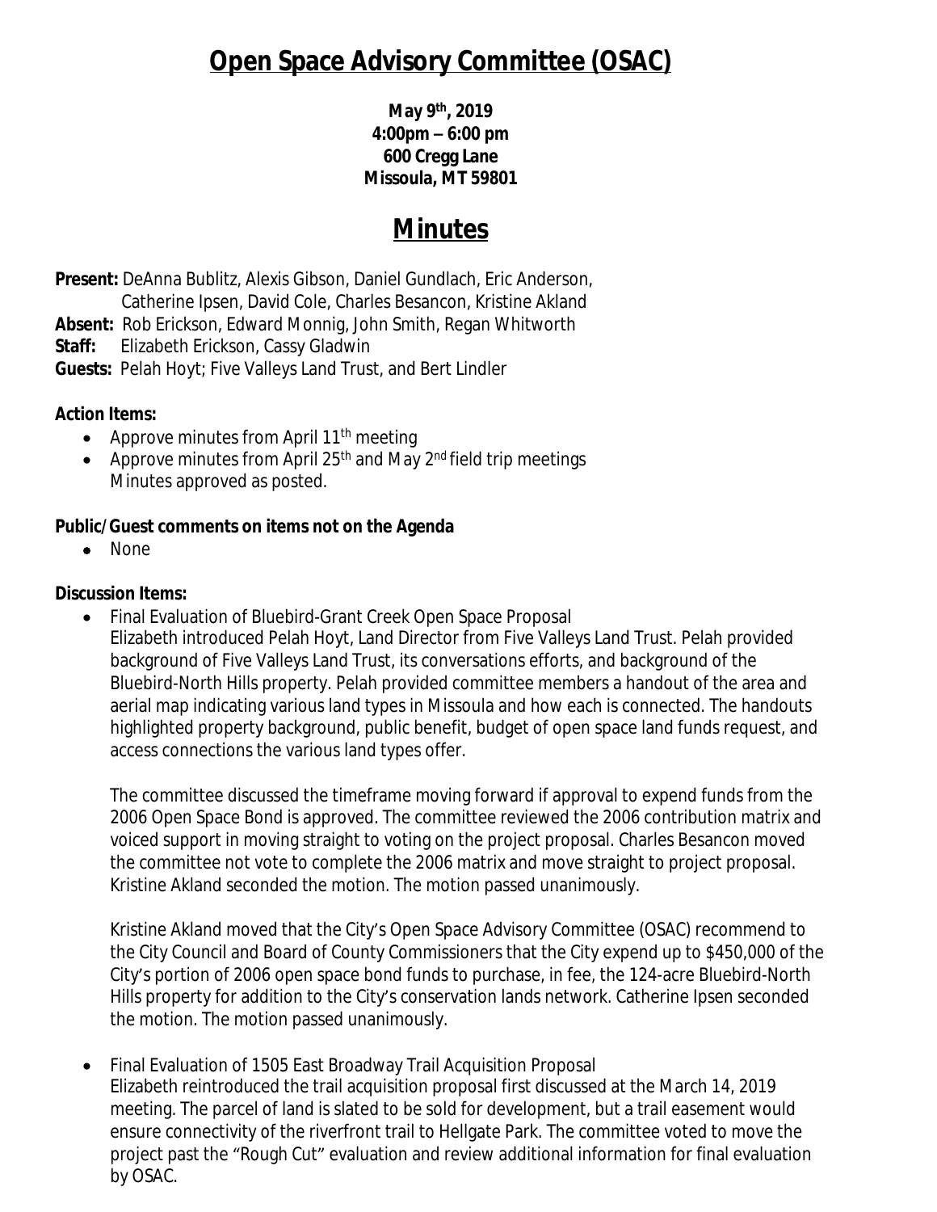# Open Space Advisory Committee (OSAC)

**May 9th, 2019**
**4:00pm – 6:00 pm**
**600 Cregg Lane**
**Missoula, MT 59801**

# Minutes

**Present:** DeAnna Bublitz, Alexis Gibson, Daniel Gundlach, Eric Anderson, Catherine Ipsen, David Cole, Charles Besancon, Kristine Akland
**Absent:** Rob Erickson, Edward Monnig, John Smith, Regan Whitworth
**Staff:** Elizabeth Erickson, Cassy Gladwin
**Guests:** Pelah Hoyt; Five Valleys Land Trust, and Bert Lindler

**Action Items:**

- Approve minutes from April 11th meeting
- Approve minutes from April 25th and May 2nd field trip meetings
  Minutes approved as posted.

**Public/Guest comments on items not on the Agenda**

- None

**Discussion Items:**

- Final Evaluation of Bluebird-Grant Creek Open Space Proposal
  Elizabeth introduced Pelah Hoyt, Land Director from Five Valleys Land Trust. Pelah provided background of Five Valleys Land Trust, its conversations efforts, and background of the Bluebird-North Hills property. Pelah provided committee members a handout of the area and aerial map indicating various land types in Missoula and how each is connected. The handouts highlighted property background, public benefit, budget of open space land funds request, and access connections the various land types offer.

  The committee discussed the timeframe moving forward if approval to expend funds from the 2006 Open Space Bond is approved. The committee reviewed the 2006 contribution matrix and voiced support in moving straight to voting on the project proposal. Charles Besancon moved the committee not vote to complete the 2006 matrix and move straight to project proposal. Kristine Akland seconded the motion. The motion passed unanimously.

  Kristine Akland moved that the City's Open Space Advisory Committee (OSAC) recommend to the City Council and Board of County Commissioners that the City expend up to $450,000 of the City's portion of 2006 open space bond funds to purchase, in fee, the 124-acre Bluebird-North Hills property for addition to the City's conservation lands network. Catherine Ipsen seconded the motion. The motion passed unanimously.

- Final Evaluation of 1505 East Broadway Trail Acquisition Proposal
  Elizabeth reintroduced the trail acquisition proposal first discussed at the March 14, 2019 meeting. The parcel of land is slated to be sold for development, but a trail easement would ensure connectivity of the riverfront trail to Hellgate Park. The committee voted to move the project past the "Rough Cut" evaluation and review additional information for final evaluation by OSAC.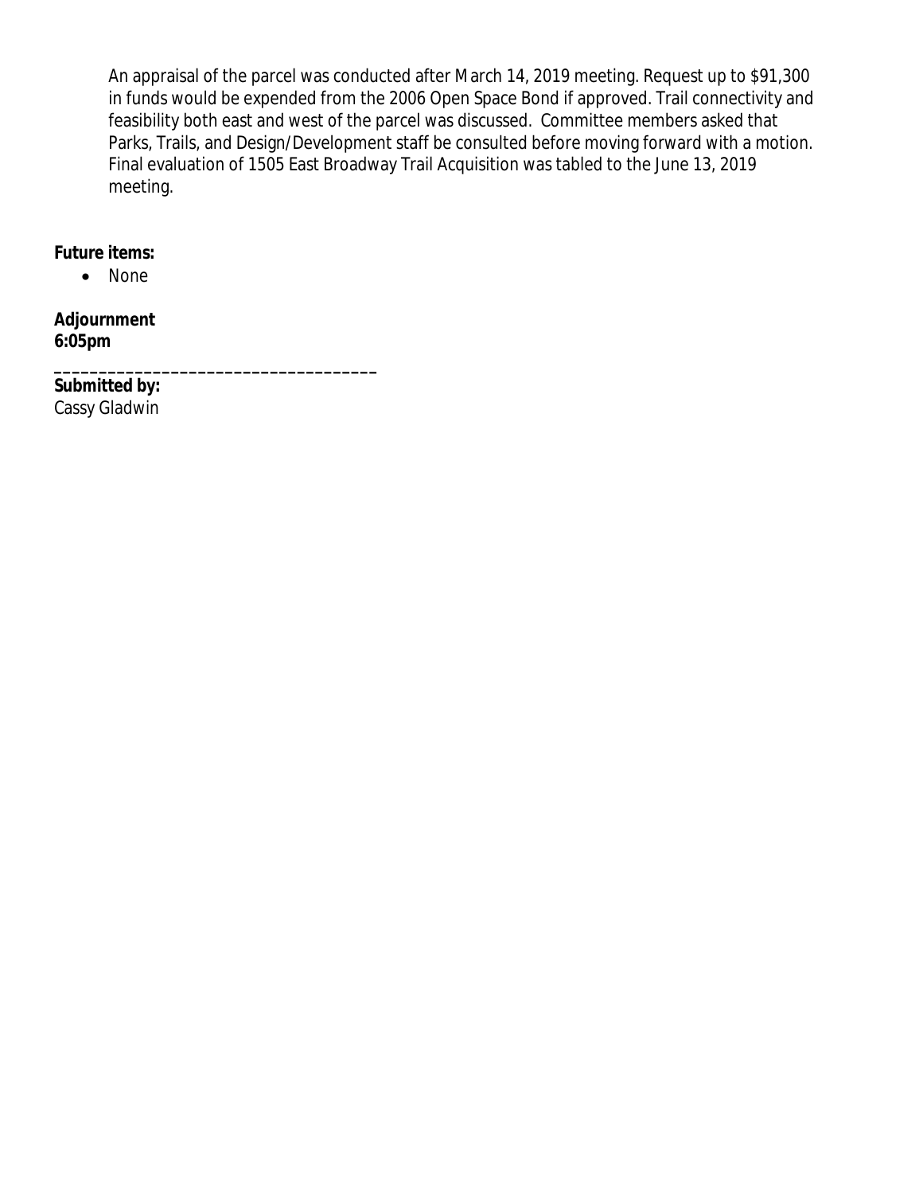An appraisal of the parcel was conducted after March 14, 2019 meeting. Request up to $91,300 in funds would be expended from the 2006 Open Space Bond if approved. Trail connectivity and feasibility both east and west of the parcel was discussed. Committee members asked that Parks, Trails, and Design/Development staff be consulted before moving forward with a motion. Final evaluation of 1505 East Broadway Trail Acquisition was tabled to the June 13, 2019 meeting.

**Future items:**

- None

**Adjournment**
**6:05pm**

_____________________________________

**Submitted by:**
Cassy Gladwin